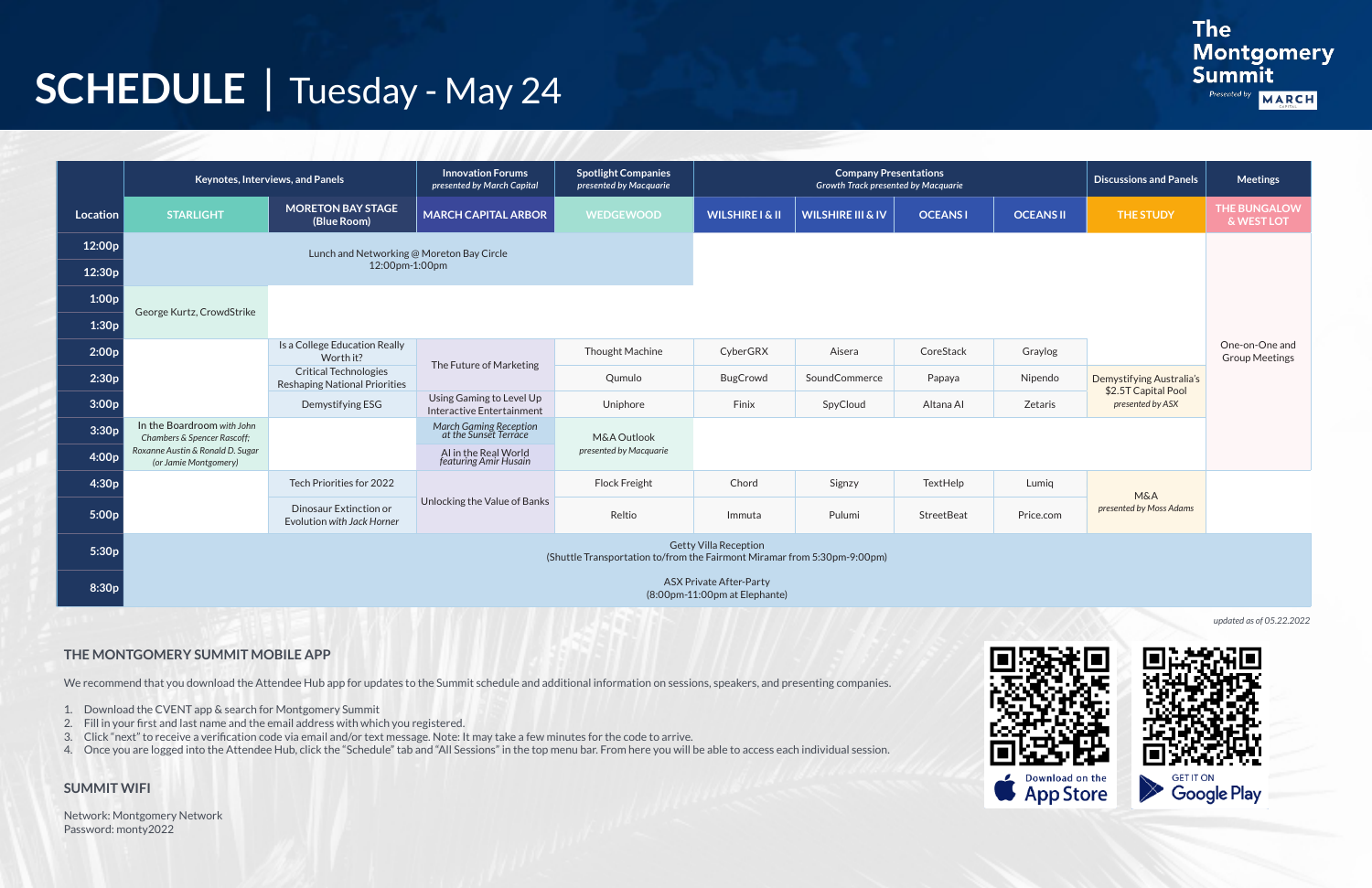# SCHEDULE | Tuesday - May 24

The Montgomery Summit
*Presented by* MARCH

| Location | Keynotes, Interviews, and Panels | | Innovation Forums *presented by March Capital* | Spotlight Companies *presented by Macquarie* | Company Presentations *Growth Track presented by Macquarie* | | | | Discussions and Panels | Meetings |
|---|---|---|---|---|---|---|---|---|---|---|
| | STARLIGHT | MORETON BAY STAGE (Blue Room) | MARCH CAPITAL ARBOR | WEDGEWOOD | WILSHIRE I & II | WILSHIRE III & IV | OCEANS I | OCEANS II | THE STUDY | THE BUNGALOW & WEST LOT |
| 12:00p | Lunch and Networking @ Moreton Bay Circle 12:00pm-1:00pm | | | | | | | | | One-on-One and Group Meetings |
| 12:30p | | | | | | | | | | |
| 1:00p | George Kurtz, CrowdStrike | | | | | | | | | |
| 1:30p | | | | | | | | | | |
| 2:00p | | Is a College Education Really Worth it? | The Future of Marketing | Thought Machine | CyberGRX | Aisera | CoreStack | Graylog | | |
| 2:30p | | Critical Technologies Reshaping National Priorities | | Qumulo | BugCrowd | SoundCommerce | Papaya | Nipendo | Demystifying Australia's $2.5T Capital Pool *presented by ASX* | |
| 3:00p | | Demystifying ESG | Using Gaming to Level Up Interactive Entertainment | Uniphore | Finix | SpyCloud | Altana AI | Zetaris | | |
| 3:30p | In the Boardroom *with John Chambers & Spencer Rascoff; Roxanne Austin & Ronald D. Sugar (or Jamie Montgomery)* | | *March Gaming Reception at the Sunset Terrace* | M&A Outlook *presented by Macquarie* | | | | | | |
| 4:00p | | | AI in the Real World *featuring Amir Husain* | | | | | | | |
| 4:30p | | Tech Priorities for 2022 | Unlocking the Value of Banks | Flock Freight | Chord | Signzy | TextHelp | Lumiq | M&A *presented by Moss Adams* | |
| 5:00p | | Dinosaur Extinction or Evolution *with Jack Horner* | | Reltio | Immuta | Pulumi | StreetBeat | Price.com | | |
| 5:30p | Getty Villa Reception (Shuttle Transportation to/from the Fairmont Miramar from 5:30pm-9:00pm) | | | | | | | | | |
| 8:30p | ASX Private After-Party (8:00pm-11:00pm at Elephante) | | | | | | | | | |

*updated as of 05.22.2022*

## THE MONTGOMERY SUMMIT MOBILE APP

We recommend that you download the Attendee Hub app for updates to the Summit schedule and additional information on sessions, speakers, and presenting companies.

1. Download the CVENT app & search for Montgomery Summit
2. Fill in your first and last name and the email address with which you registered.
3. Click "next" to receive a verification code via email and/or text message. Note: It may take a few minutes for the code to arrive.
4. Once you are logged into the Attendee Hub, click the "Schedule" tab and "All Sessions" in the top menu bar. From here you will be able to access each individual session.

Download on the App Store

GET IT ON Google Play

## SUMMIT WIFI

Network: Montgomery Network
Password: monty2022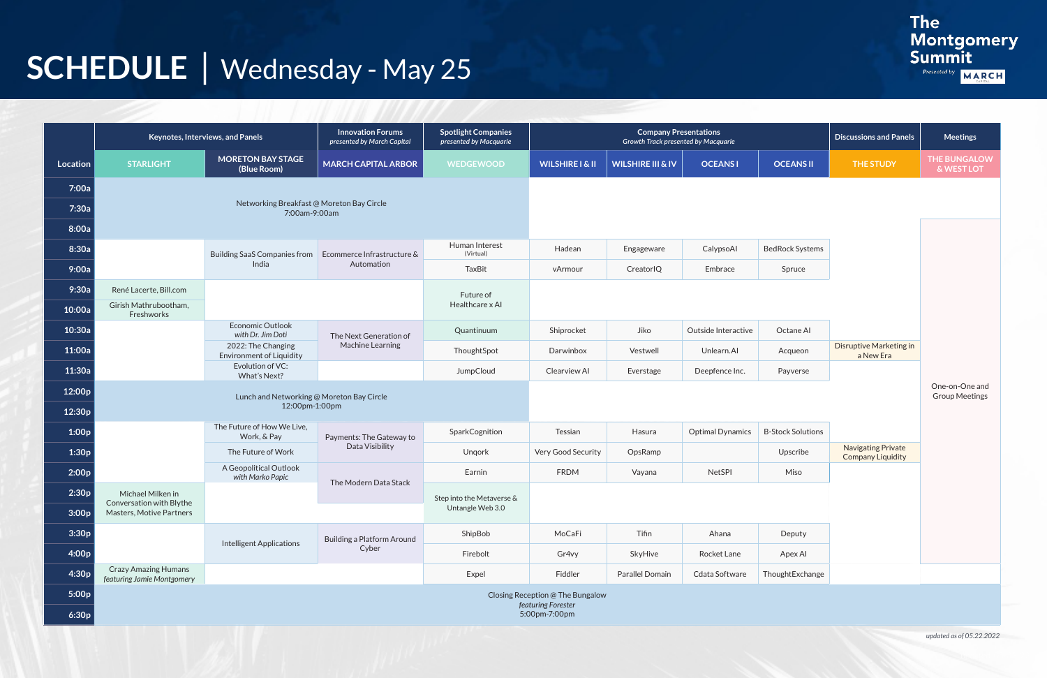# SCHEDULE | Wednesday - May 25

The Montgomery Summit
Presented by MARCH CAPITAL

| Location | Keynotes, Interviews, and Panels | | Innovation Forums *presented by March Capital* | Spotlight Companies *presented by Macquarie* | Company Presentations *Growth Track presented by Macquarie* | | | | Discussions and Panels | Meetings |
|---|---|---|---|---|---|---|---|---|---|---|
| | STARLIGHT | MORETON BAY STAGE (Blue Room) | MARCH CAPITAL ARBOR | WEDGEWOOD | WILSHIRE I & II | WILSHIRE III & IV | OCEANS I | OCEANS II | THE STUDY | THE BUNGALOW & WEST LOT |
| 7:00a | Networking Breakfast @ Moreton Bay Circle 7:00am-9:00am | | | | | | | | | |
| 7:30a | | | | | | | | | | |
| 8:00a | | | | | | | | | | One-on-One and Group Meetings |
| 8:30a | | Building SaaS Companies from India | Ecommerce Infrastructure & Automation | Human Interest (Virtual) | Hadean | Engageware | CalypsoAI | BedRock Systems | | |
| 9:00a | | | | TaxBit | vArmour | CreatorIQ | Embrace | Spruce | | |
| 9:30a | René Lacerte, Bill.com | | | Future of Healthcare x AI | | | | | | |
| 10:00a | Girish Mathrubootham, Freshworks | | | | | | | | | |
| 10:30a | | Economic Outlook *with Dr. Jim Doti* | The Next Generation of Machine Learning | Quantinuum | Shiprocket | Jiko | Outside Interactive | Octane AI | | |
| 11:00a | | 2022: The Changing Environment of Liquidity | | ThoughtSpot | Darwinbox | Vestwell | Unlearn.AI | Acqueon | Disruptive Marketing in a New Era | |
| 11:30a | | Evolution of VC: What's Next? | | JumpCloud | Clearview AI | Everstage | Deepfence Inc. | Payverse | | |
| 12:00p | Lunch and Networking @ Moreton Bay Circle 12:00pm-1:00pm | | | | | | | | | |
| 12:30p | | | | | | | | | | |
| 1:00p | | The Future of How We Live, Work, & Pay | Payments: The Gateway to Data Visibility | SparkCognition | Tessian | Hasura | Optimal Dynamics | B-Stock Solutions | | |
| 1:30p | | The Future of Work | | Unqork | Very Good Security | OpsRamp | | Upscribe | Navigating Private Company Liquidity | |
| 2:00p | | A Geopolitical Outlook *with Marko Papic* | The Modern Data Stack | Earnin | FRDM | Vayana | NetSPI | Miso | | |
| 2:30p | Michael Milken in Conversation with Blythe Masters, Motive Partners | | | Step into the Metaverse & Untangle Web 3.0 | | | | | | |
| 3:00p | | | | | | | | | | |
| 3:30p | | Intelligent Applications | Building a Platform Around Cyber | ShipBob | MoCaFi | Tifin | Ahana | Deputy | | |
| 4:00p | | | | Firebolt | Gr4vy | SkyHive | Rocket Lane | Apex AI | | |
| 4:30p | Crazy Amazing Humans *featuring Jamie Montgomery* | | | Expel | Fiddler | Parallel Domain | Cdata Software | ThoughtExchange | | |
| 5:00p | Closing Reception @ The Bungalow *featuring Forester* 5:00pm-7:00pm | | | | | | | | | |
| 6:30p | | | | | | | | | | |

*updated as of 05.22.2022*